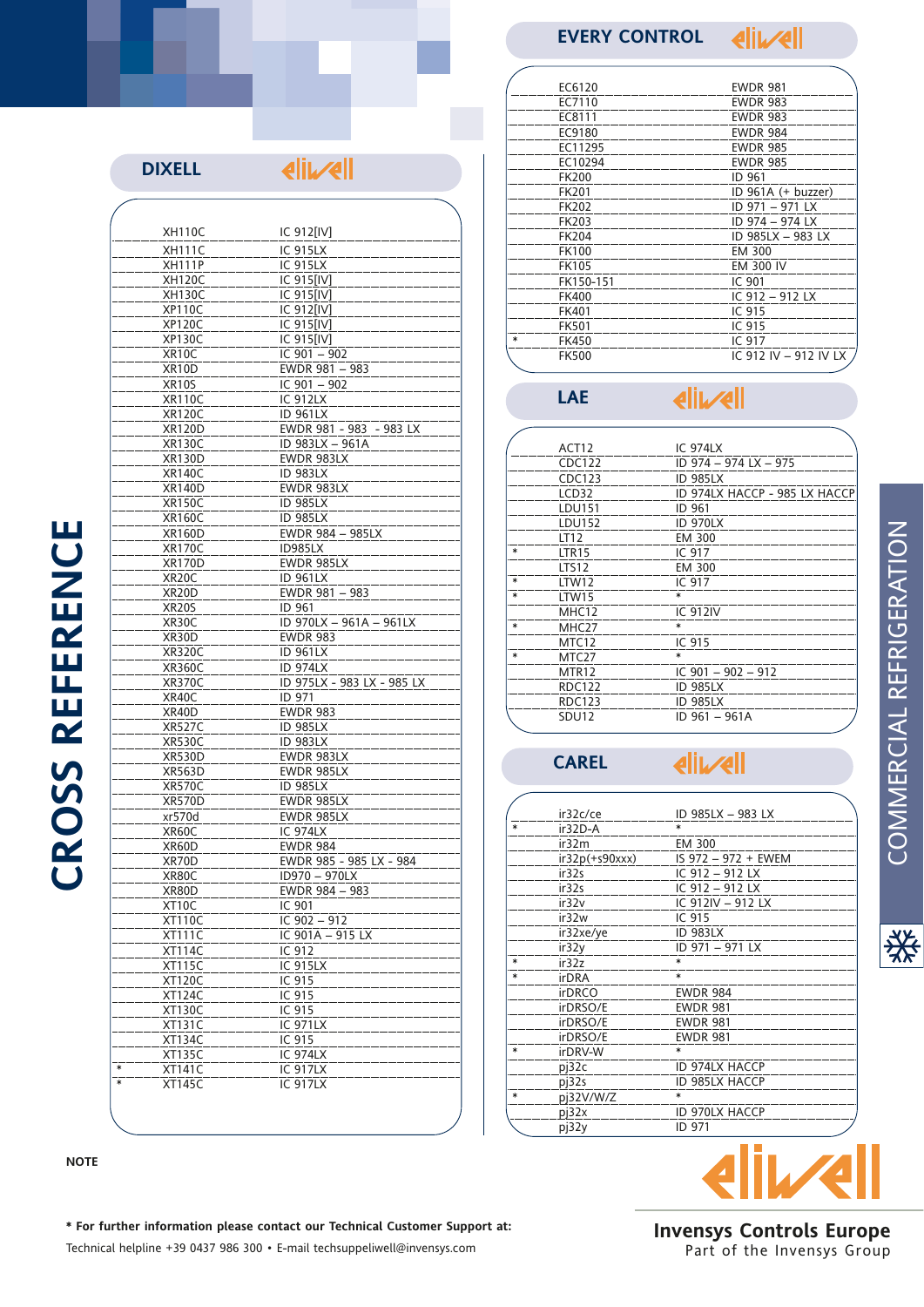# CROSS REFERENCE

## COMMERCIAL REFRIGERATION

## DIXELL — eliwell

| | DIXELL | eliwell |
|---|---|---|
| | XH110C | IC 912[IV] |
| | XH111C | IC 915LX |
| | XH111P | IC 915LX |
| | XH120C | IC 915[IV] |
| | XH130C | IC 915[IV] |
| | XP110C | IC 912[IV] |
| | XP120C | IC 915[IV] |
| | XP130C | IC 915[IV] |
| | XR10C | IC 901 – 902 |
| | XR10D | EWDR 981 – 983 |
| | XR10S | IC 901 – 902 |
| | XR110C | IC 912LX |
| | XR120C | ID 961LX |
| | XR120D | EWDR 981 - 983 - 983 LX |
| | XR130C | ID 983LX – 961A |
| | XR130D | EWDR 983LX |
| | XR140C | ID 983LX |
| | XR140D | EWDR 983LX |
| | XR150C | ID 985LX |
| | XR160C | ID 985LX |
| | XR160D | EWDR 984 – 985LX |
| | XR170C | ID985LX |
| | XR170D | EWDR 985LX |
| | XR20C | ID 961LX |
| | XR20D | EWDR 981 – 983 |
| | XR20S | ID 961 |
| | XR30C | ID 970LX – 961A – 961LX |
| | XR30D | EWDR 983 |
| | XR320C | ID 961LX |
| | XR360C | ID 974LX |
| | XR370C | ID 975LX - 983 LX - 985 LX |
| | XR40C | ID 971 |
| | XR40D | EWDR 983 |
| | XR527C | ID 985LX |
| | XR530C | ID 983LX |
| | XR530D | EWDR 983LX |
| | XR563D | EWDR 985LX |
| | XR570C | ID 985LX |
| | XR570D | EWDR 985LX |
| | xr570d | EWDR 985LX |
| | XR60C | IC 974LX |
| | XR60D | EWDR 984 |
| | XR70D | EWDR 985 - 985 LX - 984 |
| | XR80C | ID970 – 970LX |
| | XR80D | EWDR 984 – 983 |
| | XT10C | IC 901 |
| | XT110C | IC 902 – 912 |
| | XT111C | IC 901A – 915 LX |
| | XT114C | IC 912 |
| | XT115C | IC 915LX |
| | XT120C | IC 915 |
| | XT124C | IC 915 |
| | XT130C | IC 915 |
| | XT131C | IC 971LX |
| | XT134C | IC 915 |
| | XT135C | IC 974LX |
| * | XT141C | IC 917LX |
| * | XT145C | IC 917LX |

## EVERY CONTROL — eliwell

| | EVERY CONTROL | eliwell |
|---|---|---|
| | EC6120 | EWDR 981 |
| | EC7110 | EWDR 983 |
| | EC8111 | EWDR 983 |
| | EC9180 | EWDR 984 |
| | EC11295 | EWDR 985 |
| | EC10294 | EWDR 985 |
| | FK200 | ID 961 |
| | FK201 | ID 961A (+ buzzer) |
| | FK202 | ID 971 – 971 LX |
| | FK203 | ID 974 – 974 LX |
| | FK204 | ID 985LX – 983 LX |
| | FK100 | EM 300 |
| | FK105 | EM 300 IV |
| | FK150-151 | IC 901 |
| | FK400 | IC 912 – 912 LX |
| | FK401 | IC 915 |
| | FK501 | IC 915 |
| * | FK450 | IC 917 |
| | FK500 | IC 912 IV – 912 IV LX |

## LAE — eliwell

| | LAE | eliwell |
|---|---|---|
| | ACT12 | IC 974LX |
| | CDC122 | ID 974 – 974 LX – 975 |
| | CDC123 | ID 985LX |
| | LCD32 | ID 974LX HACCP - 985 LX HACCP |
| | LDU151 | ID 961 |
| | LDU152 | ID 970LX |
| | LT12 | EM 300 |
| * | LTR15 | IC 917 |
| | LTS12 | EM 300 |
| * | LTW12 | IC 917 |
| * | LTW15 | * |
| | MHC12 | IC 912IV |
| * | MHC27 | * |
| | MTC12 | IC 915 |
| * | MTC27 | * |
| | MTR12 | IC 901 – 902 – 912 |
| | RDC122 | ID 985LX |
| | RDC123 | ID 985LX |
| | SDU12 | ID 961 – 961A |

## CAREL — eliwell

| | CAREL | eliwell |
|---|---|---|
| | ir32c/ce | ID 985LX – 983 LX |
| * | ir32D-A | * |
| | ir32m | EM 300 |
| | ir32p(+s90xxx) | IS 972 – 972 + EWEM |
| | ir32s | IC 912 – 912 LX |
| | ir32s | IC 912 – 912 LX |
| | ir32v | IC 912IV – 912 LX |
| | ir32w | IC 915 |
| | ir32xe/ye | ID 983LX |
| | ir32y | ID 971 – 971 LX |
| * | ir32z | * |
| * | irDRA | * |
| | irDRCO | EWDR 984 |
| | irDRSO/E | EWDR 981 |
| | irDRSO/E | EWDR 981 |
| | irDRSO/E | EWDR 981 |
| * | irDRV-W | * |
| | pj32c | ID 974LX HACCP |
| | pj32s | ID 985LX HACCP |
| * | pj32V/W/Z | * |
| | pj32x | ID 970LX HACCP |
| | pj32y | ID 971 |

**NOTE**

**\* For further information please contact our Technical Customer Support at:**

Technical helpline +39 0437 986 300 • E-mail techsuppeliwell@invensys.com

**Invensys Controls Europe**
Part of the Invensys Group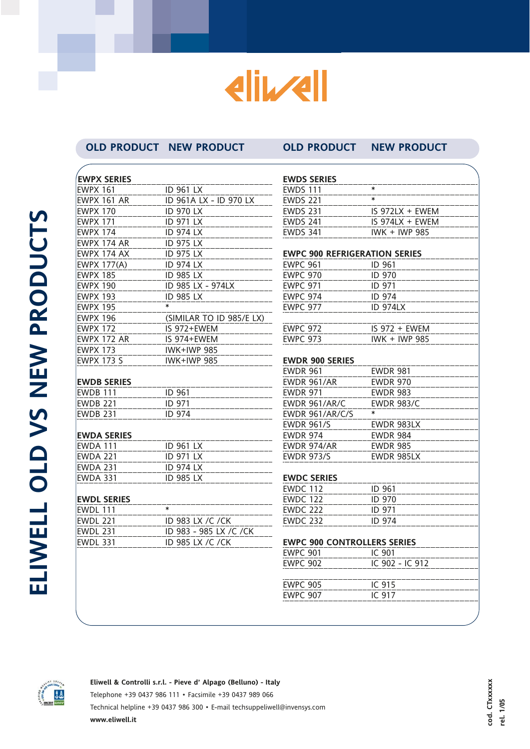# ELIWELL OLD VS NEW PRODUCTS

| OLD PRODUCT | NEW PRODUCT |
|---|---|
| **EWPX SERIES** | |
| EWPX 161 | ID 961 LX |
| EWPX 161 AR | ID 961A LX - ID 970 LX |
| EWPX 170 | ID 970 LX |
| EWPX 171 | ID 971 LX |
| EWPX 174 | ID 974 LX |
| EWPX 174 AR | ID 975 LX |
| EWPX 174 AX | ID 975 LX |
| EWPX 177(A) | ID 974 LX |
| EWPX 185 | ID 985 LX |
| EWPX 190 | ID 985 LX - 974LX |
| EWPX 193 | ID 985 LX |
| EWPX 195 | * |
| EWPX 196 | (SIMILAR TO ID 985/E LX) |
| EWPX 172 | IS 972+EWEM |
| EWPX 172 AR | IS 974+EWEM |
| EWPX 173 | IWK+IWP 985 |
| EWPX 173 S | IWK+IWP 985 |
| **EWDB SERIES** | |
| EWDB 111 | ID 961 |
| EWDB 221 | ID 971 |
| EWDB 231 | ID 974 |
| **EWDA SERIES** | |
| EWDA 111 | ID 961 LX |
| EWDA 221 | ID 971 LX |
| EWDA 231 | ID 974 LX |
| EWDA 331 | ID 985 LX |
| **EWDL SERIES** | |
| EWDL 111 | * |
| EWDL 221 | ID 983 LX /C /CK |
| EWDL 231 | ID 983 - 985 LX /C /CK |
| EWDL 331 | ID 985 LX /C /CK |

| OLD PRODUCT | NEW PRODUCT |
|---|---|
| **EWDS SERIES** | |
| EWDS 111 | * |
| EWDS 221 | * |
| EWDS 231 | IS 972LX + EWEM |
| EWDS 241 | IS 974LX + EWEM |
| EWDS 341 | IWK + IWP 985 |
| **EWPC 900 REFRIGERATION SERIES** | |
| EWPC 961 | ID 961 |
| EWPC 970 | ID 970 |
| EWPC 971 | ID 971 |
| EWPC 974 | ID 974 |
| EWPC 977 | ID 974LX |
| EWPC 972 | IS 972 + EWEM |
| EWPC 973 | IWK + IWP 985 |
| **EWDR 900 SERIES** | |
| EWDR 961 | EWDR 981 |
| EWDR 961/AR | EWDR 970 |
| EWDR 971 | EWDR 983 |
| EWDR 961/AR/C | EWDR 983/C |
| EWDR 961/AR/C/S | * |
| EWDR 961/S | EWDR 983LX |
| EWDR 974 | EWDR 984 |
| EWDR 974/AR | EWDR 985 |
| EWDR 973/S | EWDR 985LX |
| **EWDC SERIES** | |
| EWDC 112 | ID 961 |
| EWDC 122 | ID 970 |
| EWDC 222 | ID 971 |
| EWDC 232 | ID 974 |
| **EWPC 900 CONTROLLERS SERIES** | |
| EWPC 901 | IC 901 |
| EWPC 902 | IC 902 - IC 912 |
| EWPC 905 | IC 915 |
| EWPC 907 | IC 917 |

**Eliwell & Controlli s.r.l. - Pieve d' Alpago (Belluno) - Italy**
Telephone +39 0437 986 111 • Facsimile +39 0437 989 066
Technical helpline +39 0437 986 300 • E-mail techsuppeliwell@invensys.com
**www.eliwell.it**

cod. CTxxxxxx
rel. 1/05